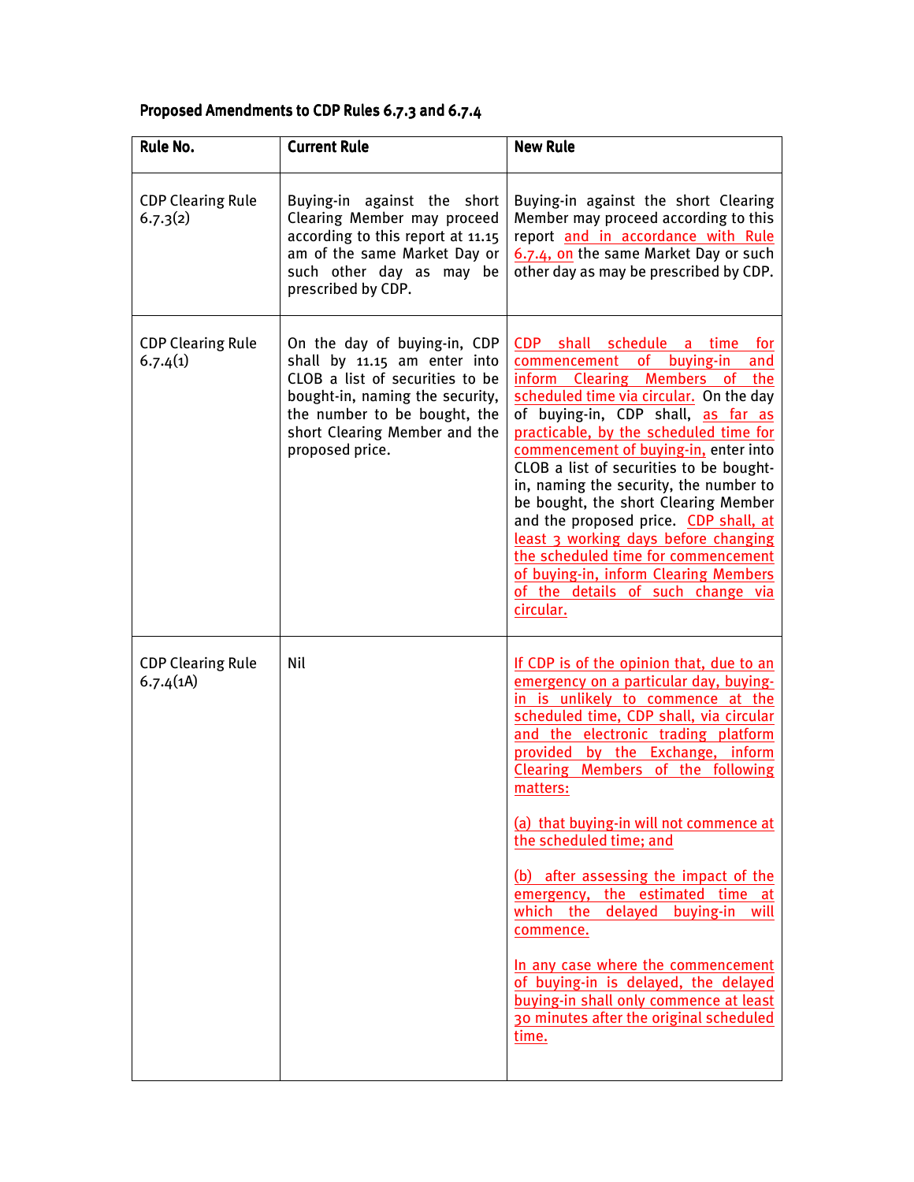**Proposed Amendments to CDP Rules 6.7.3 and 6.7.4**

| Rule No. | Current Rule | New Rule |
| --- | --- | --- |
| CDP Clearing Rule 6.7.3(2) | Buying-in against the short Clearing Member may proceed according to this report at 11.15 am of the same Market Day or such other day as may be prescribed by CDP. | Buying-in against the short Clearing Member may proceed according to this report and in accordance with Rule 6.7.4, on the same Market Day or such other day as may be prescribed by CDP. |
| CDP Clearing Rule 6.7.4(1) | On the day of buying-in, CDP shall by 11.15 am enter into CLOB a list of securities to be bought-in, naming the security, the number to be bought, the short Clearing Member and the proposed price. | CDP shall schedule a time for commencement of buying-in and inform Clearing Members of the scheduled time via circular. On the day of buying-in, CDP shall, as far as practicable, by the scheduled time for commencement of buying-in, enter into CLOB a list of securities to be bought-in, naming the security, the number to be bought, the short Clearing Member and the proposed price. CDP shall, at least 3 working days before changing the scheduled time for commencement of buying-in, inform Clearing Members of the details of such change via circular. |
| CDP Clearing Rule 6.7.4(1A) | Nil | If CDP is of the opinion that, due to an emergency on a particular day, buying-in is unlikely to commence at the scheduled time, CDP shall, via circular and the electronic trading platform provided by the Exchange, inform Clearing Members of the following matters:<br><br>(a) that buying-in will not commence at the scheduled time; and<br><br>(b) after assessing the impact of the emergency, the estimated time at which the delayed buying-in will commence.<br><br>In any case where the commencement of buying-in is delayed, the delayed buying-in shall only commence at least 30 minutes after the original scheduled time. |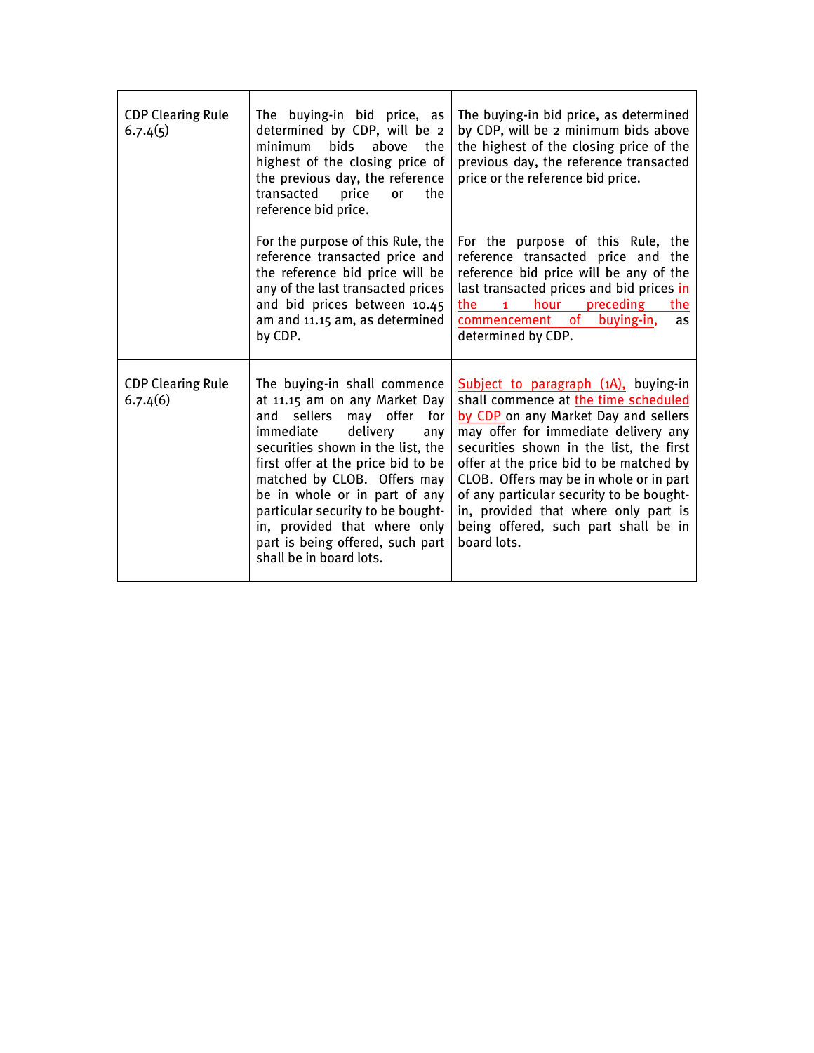| | | |
|---|---|---|
| CDP Clearing Rule 6.7.4(5) | The buying-in bid price, as determined by CDP, will be 2 minimum bids above the highest of the closing price of the previous day, the reference transacted price or the reference bid price.<br><br>For the purpose of this Rule, the reference transacted price and the reference bid price will be any of the last transacted prices and bid prices between 10.45 am and 11.15 am, as determined by CDP. | The buying-in bid price, as determined by CDP, will be 2 minimum bids above the highest of the closing price of the previous day, the reference transacted price or the reference bid price.<br><br>For the purpose of this Rule, the reference transacted price and the reference bid price will be any of the last transacted prices and bid prices in the 1 hour preceding the commencement of buying-in, as determined by CDP. |
| CDP Clearing Rule 6.7.4(6) | The buying-in shall commence at 11.15 am on any Market Day and sellers may offer for immediate delivery any securities shown in the list, the first offer at the price bid to be matched by CLOB. Offers may be in whole or in part of any particular security to be bought-in, provided that where only part is being offered, such part shall be in board lots. | Subject to paragraph (1A), buying-in shall commence at the time scheduled by CDP on any Market Day and sellers may offer for immediate delivery any securities shown in the list, the first offer at the price bid to be matched by CLOB. Offers may be in whole or in part of any particular security to be bought-in, provided that where only part is being offered, such part shall be in board lots. |